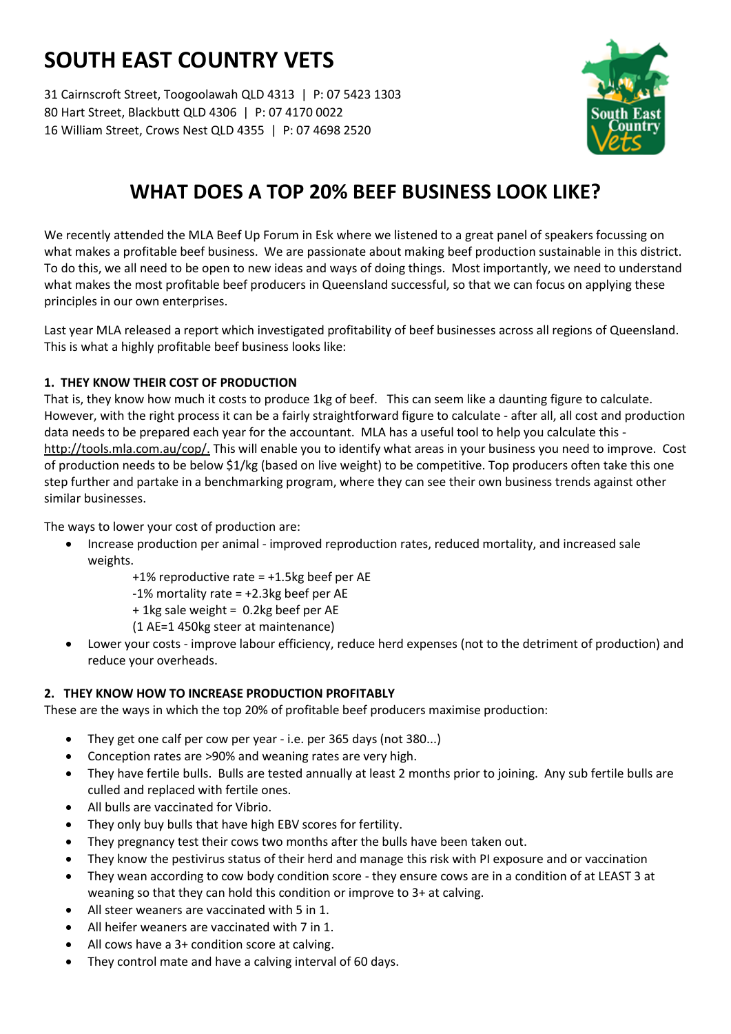# SOUTH EAST COUNTRY VETS

31 Cairnscroft Street, Toogoolawah QLD 4313 | P: 07 5423 1303
80 Hart Street, Blackbutt QLD 4306 | P: 07 4170 0022
16 William Street, Crows Nest QLD 4355 | P: 07 4698 2520

## WHAT DOES A TOP 20% BEEF BUSINESS LOOK LIKE?

We recently attended the MLA Beef Up Forum in Esk where we listened to a great panel of speakers focussing on what makes a profitable beef business. We are passionate about making beef production sustainable in this district. To do this, we all need to be open to new ideas and ways of doing things. Most importantly, we need to understand what makes the most profitable beef producers in Queensland successful, so that we can focus on applying these principles in our own enterprises.

Last year MLA released a report which investigated profitability of beef businesses across all regions of Queensland. This is what a highly profitable beef business looks like:

### 1. THEY KNOW THEIR COST OF PRODUCTION

That is, they know how much it costs to produce 1kg of beef. This can seem like a daunting figure to calculate. However, with the right process it can be a fairly straightforward figure to calculate - after all, all cost and production data needs to be prepared each year for the accountant. MLA has a useful tool to help you calculate this - http://tools.mla.com.au/cop/. This will enable you to identify what areas in your business you need to improve. Cost of production needs to be below $1/kg (based on live weight) to be competitive. Top producers often take this one step further and partake in a benchmarking program, where they can see their own business trends against other similar businesses.

The ways to lower your cost of production are:

- Increase production per animal - improved reproduction rates, reduced mortality, and increased sale weights.
  - +1% reproductive rate = +1.5kg beef per AE
  - -1% mortality rate = +2.3kg beef per AE
  - + 1kg sale weight = 0.2kg beef per AE
  - (1 AE=1 450kg steer at maintenance)
- Lower your costs - improve labour efficiency, reduce herd expenses (not to the detriment of production) and reduce your overheads.

### 2. THEY KNOW HOW TO INCREASE PRODUCTION PROFITABLY

These are the ways in which the top 20% of profitable beef producers maximise production:

- They get one calf per cow per year - i.e. per 365 days (not 380...)
- Conception rates are >90% and weaning rates are very high.
- They have fertile bulls. Bulls are tested annually at least 2 months prior to joining. Any sub fertile bulls are culled and replaced with fertile ones.
- All bulls are vaccinated for Vibrio.
- They only buy bulls that have high EBV scores for fertility.
- They pregnancy test their cows two months after the bulls have been taken out.
- They know the pestivirus status of their herd and manage this risk with PI exposure and or vaccination
- They wean according to cow body condition score - they ensure cows are in a condition of at LEAST 3 at weaning so that they can hold this condition or improve to 3+ at calving.
- All steer weaners are vaccinated with 5 in 1.
- All heifer weaners are vaccinated with 7 in 1.
- All cows have a 3+ condition score at calving.
- They control mate and have a calving interval of 60 days.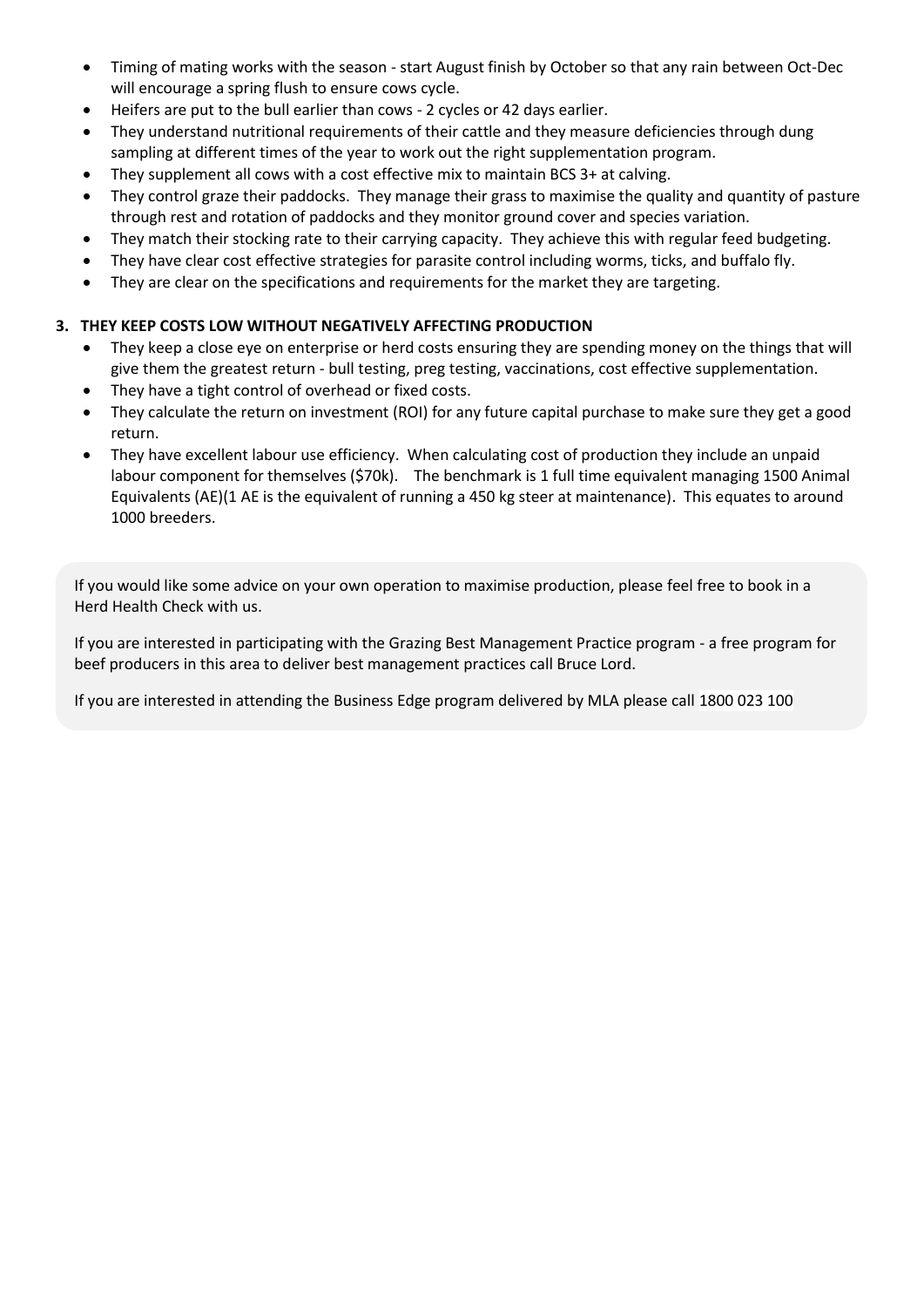- Timing of mating works with the season - start August finish by October so that any rain between Oct-Dec will encourage a spring flush to ensure cows cycle.
- Heifers are put to the bull earlier than cows - 2 cycles or 42 days earlier.
- They understand nutritional requirements of their cattle and they measure deficiencies through dung sampling at different times of the year to work out the right supplementation program.
- They supplement all cows with a cost effective mix to maintain BCS 3+ at calving.
- They control graze their paddocks. They manage their grass to maximise the quality and quantity of pasture through rest and rotation of paddocks and they monitor ground cover and species variation.
- They match their stocking rate to their carrying capacity. They achieve this with regular feed budgeting.
- They have clear cost effective strategies for parasite control including worms, ticks, and buffalo fly.
- They are clear on the specifications and requirements for the market they are targeting.

**3. THEY KEEP COSTS LOW WITHOUT NEGATIVELY AFFECTING PRODUCTION**

- They keep a close eye on enterprise or herd costs ensuring they are spending money on the things that will give them the greatest return - bull testing, preg testing, vaccinations, cost effective supplementation.
- They have a tight control of overhead or fixed costs.
- They calculate the return on investment (ROI) for any future capital purchase to make sure they get a good return.
- They have excellent labour use efficiency. When calculating cost of production they include an unpaid labour component for themselves ($70k). The benchmark is 1 full time equivalent managing 1500 Animal Equivalents (AE)(1 AE is the equivalent of running a 450 kg steer at maintenance). This equates to around 1000 breeders.

If you would like some advice on your own operation to maximise production, please feel free to book in a Herd Health Check with us.

If you are interested in participating with the Grazing Best Management Practice program - a free program for beef producers in this area to deliver best management practices call Bruce Lord.

If you are interested in attending the Business Edge program delivered by MLA please call 1800 023 100